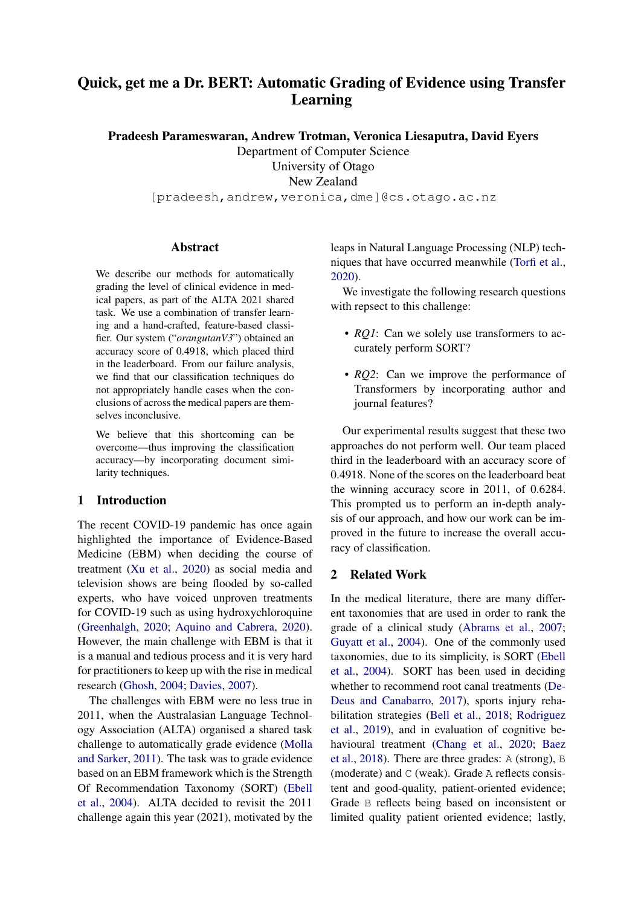# Quick, get me a Dr. BERT: Automatic Grading of Evidence using Transfer Learning

**Pradeesh Parameswaran, Andrew Trotman, Veronica Liesaputra, David Eyers**

Department of Computer Science
University of Otago
New Zealand

[pradeesh,andrew,veronica,dme]@cs.otago.ac.nz

## Abstract

We describe our methods for automatically grading the level of clinical evidence in medical papers, as part of the ALTA 2021 shared task. We use a combination of transfer learning and a hand-crafted, feature-based classifier. Our system ("*orangutanV3*") obtained an accuracy score of 0.4918, which placed third in the leaderboard. From our failure analysis, we find that our classification techniques do not appropriately handle cases when the conclusions of across the medical papers are themselves inconclusive.

We believe that this shortcoming can be overcome—thus improving the classification accuracy—by incorporating document similarity techniques.

## 1 Introduction

The recent COVID-19 pandemic has once again highlighted the importance of Evidence-Based Medicine (EBM) when deciding the course of treatment (Xu et al., 2020) as social media and television shows are being flooded by so-called experts, who have voiced unproven treatments for COVID-19 such as using hydroxychloroquine (Greenhalgh, 2020; Aquino and Cabrera, 2020). However, the main challenge with EBM is that it is a manual and tedious process and it is very hard for practitioners to keep up with the rise in medical research (Ghosh, 2004; Davies, 2007).

The challenges with EBM were no less true in 2011, when the Australasian Language Technology Association (ALTA) organised a shared task challenge to automatically grade evidence (Molla and Sarker, 2011). The task was to grade evidence based on an EBM framework which is the Strength Of Recommendation Taxonomy (SORT) (Ebell et al., 2004). ALTA decided to revisit the 2011 challenge again this year (2021), motivated by the leaps in Natural Language Processing (NLP) techniques that have occurred meanwhile (Torfi et al., 2020).

We investigate the following research questions with repsect to this challenge:

- *RQ1*: Can we solely use transformers to accurately perform SORT?
- *RQ2*: Can we improve the performance of Transformers by incorporating author and journal features?

Our experimental results suggest that these two approaches do not perform well. Our team placed third in the leaderboard with an accuracy score of 0.4918. None of the scores on the leaderboard beat the winning accuracy score in 2011, of 0.6284. This prompted us to perform an in-depth analysis of our approach, and how our work can be improved in the future to increase the overall accuracy of classification.

## 2 Related Work

In the medical literature, there are many different taxonomies that are used in order to rank the grade of a clinical study (Abrams et al., 2007; Guyatt et al., 2004). One of the commonly used taxonomies, due to its simplicity, is SORT (Ebell et al., 2004). SORT has been used in deciding whether to recommend root canal treatments (De-Deus and Canabarro, 2017), sports injury rehabilitation strategies (Bell et al., 2018; Rodriguez et al., 2019), and in evaluation of cognitive behavioural treatment (Chang et al., 2020; Baez et al., 2018). There are three grades: `A` (strong), `B` (moderate) and `C` (weak). Grade `A` reflects consistent and good-quality, patient-oriented evidence; Grade `B` reflects being based on inconsistent or limited quality patient oriented evidence; lastly,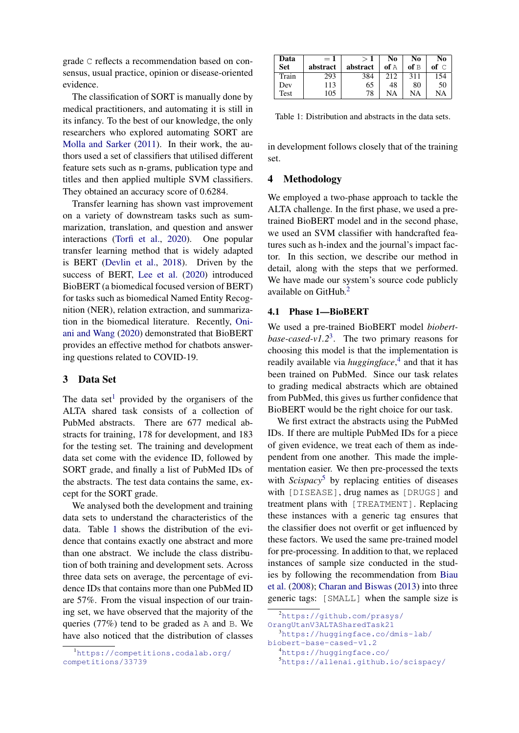grade C reflects a recommendation based on consensus, usual practice, opinion or disease-oriented evidence.

The classification of SORT is manually done by medical practitioners, and automating it is still in its infancy. To the best of our knowledge, the only researchers who explored automating SORT are Molla and Sarker (2011). In their work, the authors used a set of classifiers that utilised different feature sets such as n-grams, publication type and titles and then applied multiple SVM classifiers. They obtained an accuracy score of 0.6284.

Transfer learning has shown vast improvement on a variety of downstream tasks such as summarization, translation, and question and answer interactions (Torfi et al., 2020). One popular transfer learning method that is widely adapted is BERT (Devlin et al., 2018). Driven by the success of BERT, Lee et al. (2020) introduced BioBERT (a biomedical focused version of BERT) for tasks such as biomedical Named Entity Recognition (NER), relation extraction, and summarization in the biomedical literature. Recently, Oniani and Wang (2020) demonstrated that BioBERT provides an effective method for chatbots answering questions related to COVID-19.

## 3 Data Set

The data set[1] provided by the organisers of the ALTA shared task consists of a collection of PubMed abstracts. There are 677 medical abstracts for training, 178 for development, and 183 for the testing set. The training and development data set come with the evidence ID, followed by SORT grade, and finally a list of PubMed IDs of the abstracts. The test data contains the same, except for the SORT grade.

We analysed both the development and training data sets to understand the characteristics of the data. Table 1 shows the distribution of the evidence that contains exactly one abstract and more than one abstract. We include the class distribution of both training and development sets. Across three data sets on average, the percentage of evidence IDs that contains more than one PubMed ID are 57%. From the visual inspection of our training set, we have observed that the majority of the queries (77%) tend to be graded as A and B. We have also noticed that the distribution of classes in development follows closely that of the training set.

| Data Set | $= 1$ abstract | $> 1$ abstract | No of A | No of B | No of C |
|---|---|---|---|---|---|
| Train | 293 | 384 | 212 | 311 | 154 |
| Dev | 113 | 65 | 48 | 80 | 50 |
| Test | 105 | 78 | NA | NA | NA |

Table 1: Distribution and abstracts in the data sets.

## 4 Methodology

We employed a two-phase approach to tackle the ALTA challenge. In the first phase, we used a pre-trained BioBERT model and in the second phase, we used an SVM classifier with handcrafted features such as h-index and the journal's impact factor. In this section, we describe our method in detail, along with the steps that we performed. We have made our system's source code publicly available on GitHub.[2]

### 4.1 Phase 1—BioBERT

We used a pre-trained BioBERT model *biobert-base-cased-v1.2*[3]. The two primary reasons for choosing this model is that the implementation is readily available via *huggingface*,[4] and that it has been trained on PubMed. Since our task relates to grading medical abstracts which are obtained from PubMed, this gives us further confidence that BioBERT would be the right choice for our task.

We first extract the abstracts using the PubMed IDs. If there are multiple PubMed IDs for a piece of given evidence, we treat each of them as independent from one another. This made the implementation easier. We then pre-processed the texts with *Scispacy*[5] by replacing entities of diseases with [DISEASE], drug names as [DRUGS] and treatment plans with [TREATMENT]. Replacing these instances with a generic tag ensures that the classifier does not overfit or get influenced by these factors. We used the same pre-trained model for pre-processing. In addition to that, we replaced instances of sample size conducted in the studies by following the recommendation from Biau et al. (2008); Charan and Biswas (2013) into three generic tags: [SMALL] when the sample size is

[1] https://competitions.codalab.org/competitions/33739

[2] https://github.com/prasys/OrangUtanV3ALTASharedTask21

[3] https://huggingface.co/dmis-lab/biobert-base-cased-v1.2

[4] https://huggingface.co/

[5] https://allenai.github.io/scispacy/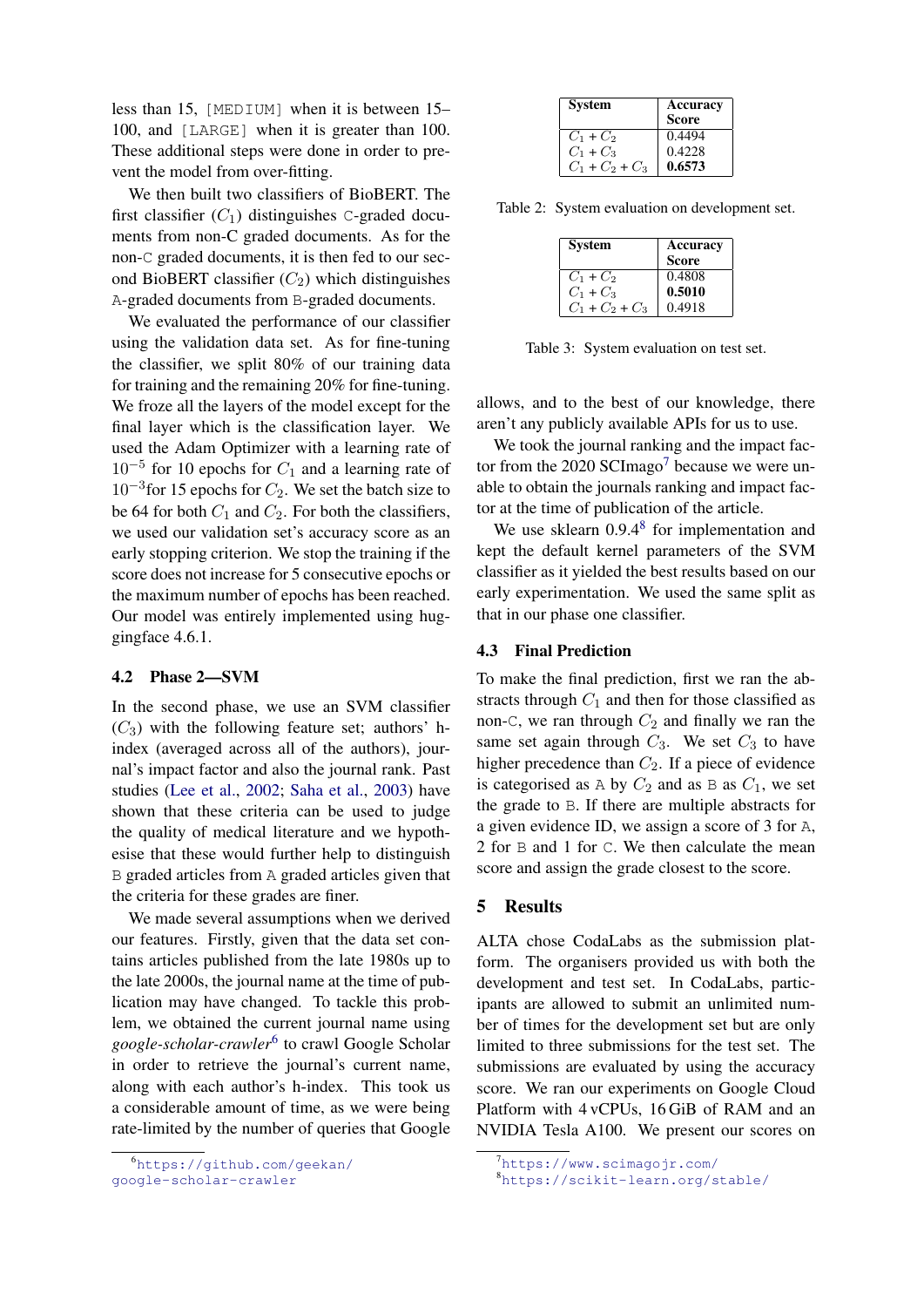less than 15, [MEDIUM] when it is between 15–100, and [LARGE] when it is greater than 100. These additional steps were done in order to prevent the model from over-fitting.

We then built two classifiers of BioBERT. The first classifier ($C_1$) distinguishes C-graded documents from non-C graded documents. As for the non-C graded documents, it is then fed to our second BioBERT classifier ($C_2$) which distinguishes A-graded documents from B-graded documents.

We evaluated the performance of our classifier using the validation data set. As for fine-tuning the classifier, we split 80% of our training data for training and the remaining 20% for fine-tuning. We froze all the layers of the model except for the final layer which is the classification layer. We used the Adam Optimizer with a learning rate of $10^{-5}$ for 10 epochs for $C_1$ and a learning rate of $10^{-3}$ for 15 epochs for $C_2$. We set the batch size to be 64 for both $C_1$ and $C_2$. For both the classifiers, we used our validation set's accuracy score as an early stopping criterion. We stop the training if the score does not increase for 5 consecutive epochs or the maximum number of epochs has been reached. Our model was entirely implemented using huggingface 4.6.1.

### 4.2 Phase 2—SVM

In the second phase, we use an SVM classifier ($C_3$) with the following feature set; authors' h-index (averaged across all of the authors), journal's impact factor and also the journal rank. Past studies (Lee et al., 2002; Saha et al., 2003) have shown that these criteria can be used to judge the quality of medical literature and we hypothesise that these would further help to distinguish B graded articles from A graded articles given that the criteria for these grades are finer.

We made several assumptions when we derived our features. Firstly, given that the data set contains articles published from the late 1980s up to the late 2000s, the journal name at the time of publication may have changed. To tackle this problem, we obtained the current journal name using *google-scholar-crawler*[6] to crawl Google Scholar in order to retrieve the journal's current name, along with each author's h-index. This took us a considerable amount of time, as we were being rate-limited by the number of queries that Google allows, and to the best of our knowledge, there aren't any publicly available APIs for us to use.

We took the journal ranking and the impact factor from the 2020 SCImago[7] because we were unable to obtain the journals ranking and impact factor at the time of publication of the article.

We use sklearn 0.9.4[8] for implementation and kept the default kernel parameters of the SVM classifier as it yielded the best results based on our early experimentation. We used the same split as that in our phase one classifier.

| System | Accuracy Score |
|---|---|
| $C_1$ + $C_2$ | 0.4494 |
| $C_1$ + $C_3$ | 0.4228 |
| $C_1$ + $C_2$ + $C_3$ | **0.6573** |

Table 2: System evaluation on development set.

| System | Accuracy Score |
|---|---|
| $C_1$ + $C_2$ | 0.4808 |
| $C_1$ + $C_3$ | **0.5010** |
| $C_1$ + $C_2$ + $C_3$ | 0.4918 |

Table 3: System evaluation on test set.

### 4.3 Final Prediction

To make the final prediction, first we ran the abstracts through $C_1$ and then for those classified as non-C, we ran through $C_2$ and finally we ran the same set again through $C_3$. We set $C_3$ to have higher precedence than $C_2$. If a piece of evidence is categorised as A by $C_2$ and as B as $C_1$, we set the grade to B. If there are multiple abstracts for a given evidence ID, we assign a score of 3 for A, 2 for B and 1 for C. We then calculate the mean score and assign the grade closest to the score.

## 5 Results

ALTA chose CodaLabs as the submission platform. The organisers provided us with both the development and test set. In CodaLabs, participants are allowed to submit an unlimited number of times for the development set but are only limited to three submissions for the test set. The submissions are evaluated by using the accuracy score. We ran our experiments on Google Cloud Platform with 4 vCPUs, 16 GiB of RAM and an NVIDIA Tesla A100. We present our scores on

[6] https://github.com/geekan/google-scholar-crawler

[7] https://www.scimagojr.com/

[8] https://scikit-learn.org/stable/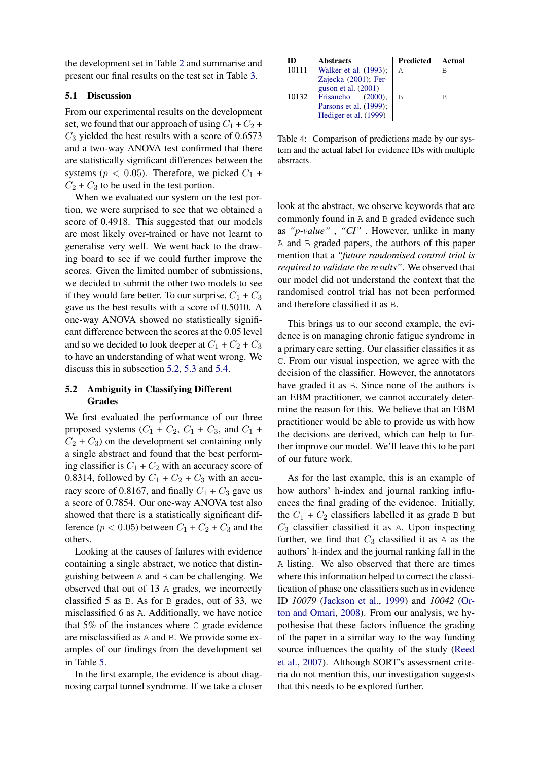the development set in Table 2 and summarise and present our final results on the test set in Table 3.

### 5.1 Discussion

From our experimental results on the development set, we found that our approach of using $C_1 + C_2 + C_3$ yielded the best results with a score of 0.6573 and a two-way ANOVA test confirmed that there are statistically significant differences between the systems ($p < 0.05$). Therefore, we picked $C_1 + C_2 + C_3$ to be used in the test portion.

When we evaluated our system on the test portion, we were surprised to see that we obtained a score of 0.4918. This suggested that our models are most likely over-trained or have not learnt to generalise very well. We went back to the drawing board to see if we could further improve the scores. Given the limited number of submissions, we decided to submit the other two models to see if they would fare better. To our surprise, $C_1 + C_3$ gave us the best results with a score of 0.5010. A one-way ANOVA showed no statistically significant difference between the scores at the 0.05 level and so we decided to look deeper at $C_1 + C_2 + C_3$ to have an understanding of what went wrong. We discuss this in subsection 5.2, 5.3 and 5.4.

### 5.2 Ambiguity in Classifying Different Grades

We first evaluated the performance of our three proposed systems ($C_1 + C_2$, $C_1 + C_3$, and $C_1 + C_2 + C_3$) on the development set containing only a single abstract and found that the best performing classifier is $C_1 + C_2$ with an accuracy score of 0.8314, followed by $C_1 + C_2 + C_3$ with an accuracy score of 0.8167, and finally $C_1 + C_3$ gave us a score of 0.7854. Our one-way ANOVA test also showed that there is a statistically significant difference ($p < 0.05$) between $C_1 + C_2 + C_3$ and the others.

Looking at the causes of failures with evidence containing a single abstract, we notice that distinguishing between A and B can be challenging. We observed that out of 13 A grades, we incorrectly classified 5 as B. As for B grades, out of 33, we misclassified 6 as A. Additionally, we have notice that 5% of the instances where C grade evidence are misclassified as A and B. We provide some examples of our findings from the development set in Table 5.

In the first example, the evidence is about diagnosing carpal tunnel syndrome. If we take a closer look at the abstract, we observe keywords that are commonly found in A and B graded evidence such as *"p-value"* , *"CI"* . However, unlike in many A and B graded papers, the authors of this paper mention that a *"future randomised control trial is required to validate the results"*. We observed that our model did not understand the context that the randomised control trial has not been performed and therefore classified it as B.

| ID | Abstracts | Predicted | Actual |
|---|---|---|---|
| 10111 | Walker et al. (1993); Zajecka (2001); Ferguson et al. (2001) | A | B |
| 10132 | Frisancho (2000); Parsons et al. (1999); Hediger et al. (1999) | B | B |

Table 4: Comparison of predictions made by our system and the actual label for evidence IDs with multiple abstracts.

This brings us to our second example, the evidence is on managing chronic fatigue syndrome in a primary care setting. Our classifier classifies it as C. From our visual inspection, we agree with the decision of the classifier. However, the annotators have graded it as B. Since none of the authors is an EBM practitioner, we cannot accurately determine the reason for this. We believe that an EBM practitioner would be able to provide us with how the decisions are derived, which can help to further improve our model. We'll leave this to be part of our future work.

As for the last example, this is an example of how authors' h-index and journal ranking influences the final grading of the evidence. Initially, the $C_1 + C_2$ classifiers labelled it as grade B but $C_3$ classifier classified it as A. Upon inspecting further, we find that $C_3$ classified it as A as the authors' h-index and the journal ranking fall in the A listing. We also observed that there are times where this information helped to correct the classification of phase one classifiers such as in evidence ID *10079* (Jackson et al., 1999) and *10042* (Orton and Omari, 2008). From our analysis, we hypothesise that these factors influence the grading of the paper in a similar way to the way funding source influences the quality of the study (Reed et al., 2007). Although SORT's assessment criteria do not mention this, our investigation suggests that this needs to be explored further.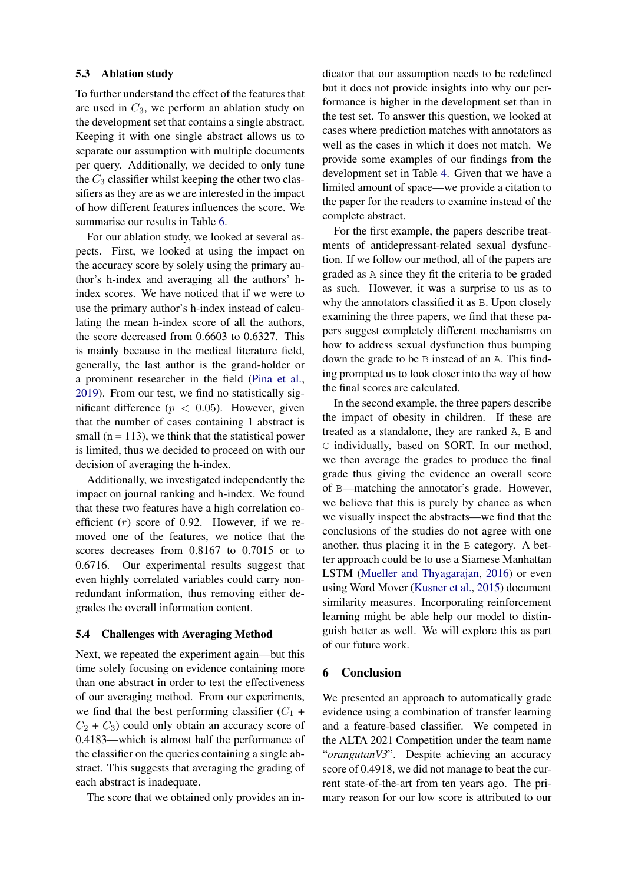### 5.3 Ablation study

To further understand the effect of the features that are used in $C_3$, we perform an ablation study on the development set that contains a single abstract. Keeping it with one single abstract allows us to separate our assumption with multiple documents per query. Additionally, we decided to only tune the $C_3$ classifier whilst keeping the other two classifiers as they are as we are interested in the impact of how different features influences the score. We summarise our results in Table 6.

For our ablation study, we looked at several aspects. First, we looked at the impact on the accuracy score by solely using the primary author's h-index and averaging all the authors' h-index scores. We have noticed that if we were to use the primary author's h-index instead of calculating the mean h-index score of all the authors, the score decreased from 0.6603 to 0.6327. This is mainly because in the medical literature field, generally, the last author is the grand-holder or a prominent researcher in the field (Pina et al., 2019). From our test, we find no statistically significant difference ($p < 0.05$). However, given that the number of cases containing 1 abstract is small (n = 113), we think that the statistical power is limited, thus we decided to proceed on with our decision of averaging the h-index.

Additionally, we investigated independently the impact on journal ranking and h-index. We found that these two features have a high correlation coefficient ($r$) score of 0.92. However, if we removed one of the features, we notice that the scores decreases from 0.8167 to 0.7015 or to 0.6716. Our experimental results suggest that even highly correlated variables could carry non-redundant information, thus removing either degrades the overall information content.

### 5.4 Challenges with Averaging Method

Next, we repeated the experiment again—but this time solely focusing on evidence containing more than one abstract in order to test the effectiveness of our averaging method. From our experiments, we find that the best performing classifier ($C_1$ + $C_2$ + $C_3$) could only obtain an accuracy score of 0.4183—which is almost half the performance of the classifier on the queries containing a single abstract. This suggests that averaging the grading of each abstract is inadequate.

The score that we obtained only provides an indicator that our assumption needs to be redefined but it does not provide insights into why our performance is higher in the development set than in the test set. To answer this question, we looked at cases where prediction matches with annotators as well as the cases in which it does not match. We provide some examples of our findings from the development set in Table 4. Given that we have a limited amount of space—we provide a citation to the paper for the readers to examine instead of the complete abstract.

For the first example, the papers describe treatments of antidepressant-related sexual dysfunction. If we follow our method, all of the papers are graded as `A` since they fit the criteria to be graded as such. However, it was a surprise to us as to why the annotators classified it as `B`. Upon closely examining the three papers, we find that these papers suggest completely different mechanisms on how to address sexual dysfunction thus bumping down the grade to be `B` instead of an `A`. This finding prompted us to look closer into the way of how the final scores are calculated.

In the second example, the three papers describe the impact of obesity in children. If these are treated as a standalone, they are ranked `A`, `B` and `C` individually, based on SORT. In our method, we then average the grades to produce the final grade thus giving the evidence an overall score of `B`—matching the annotator's grade. However, we believe that this is purely by chance as when we visually inspect the abstracts—we find that the conclusions of the studies do not agree with one another, thus placing it in the `B` category. A better approach could be to use a Siamese Manhattan LSTM (Mueller and Thyagarajan, 2016) or even using Word Mover (Kusner et al., 2015) document similarity measures. Incorporating reinforcement learning might be able help our model to distinguish better as well. We will explore this as part of our future work.

## 6 Conclusion

We presented an approach to automatically grade evidence using a combination of transfer learning and a feature-based classifier. We competed in the ALTA 2021 Competition under the team name "*orangutanV3*". Despite achieving an accuracy score of 0.4918, we did not manage to beat the current state-of-the-art from ten years ago. The primary reason for our low score is attributed to our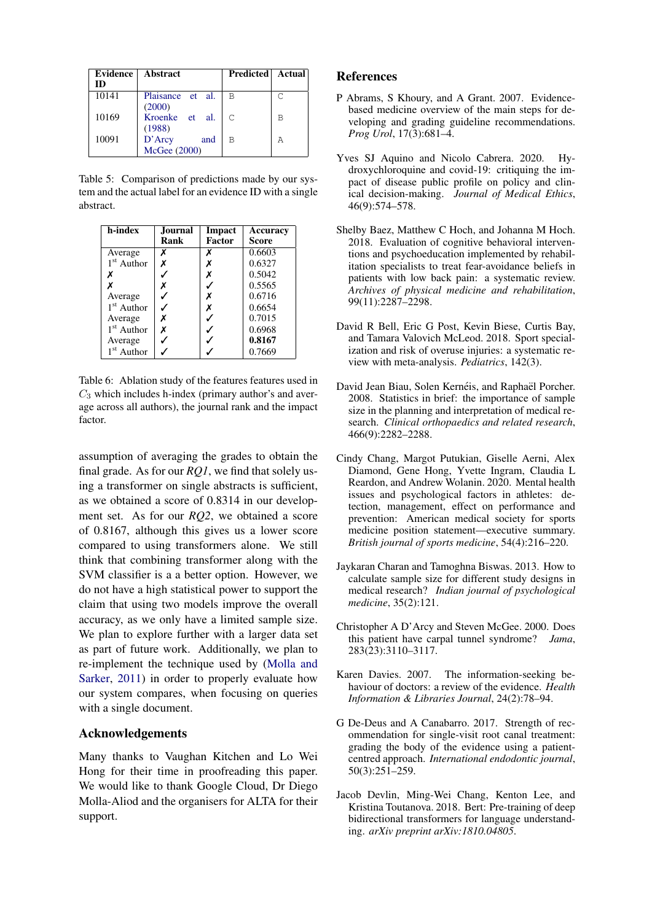| Evidence ID | Abstract | Predicted | Actual |
|---|---|---|---|
| 10141 | Plaisance et al. (2000) | B | C |
| 10169 | Kroenke et al. (1988) | C | B |
| 10091 | D'Arcy and McGee (2000) | B | A |

Table 5: Comparison of predictions made by our system and the actual label for an evidence ID with a single abstract.

| h-index | Journal Rank | Impact Factor | Accuracy Score |
|---|---|---|---|
| Average | ✗ | ✗ | 0.6603 |
| 1st Author | ✗ | ✗ | 0.6327 |
| ✗ | ✓ | ✗ | 0.5042 |
| ✗ | ✗ | ✓ | 0.5565 |
| Average | ✓ | ✗ | 0.6716 |
| 1st Author | ✓ | ✗ | 0.6654 |
| Average | ✗ | ✓ | 0.7015 |
| 1st Author | ✗ | ✓ | 0.6968 |
| Average | ✓ | ✓ | **0.8167** |
| 1st Author | ✓ | ✓ | 0.7669 |

Table 6: Ablation study of the features features used in $C_3$ which includes h-index (primary author's and average across all authors), the journal rank and the impact factor.

assumption of averaging the grades to obtain the final grade. As for our *RQ1*, we find that solely using a transformer on single abstracts is sufficient, as we obtained a score of 0.8314 in our development set. As for our *RQ2*, we obtained a score of 0.8167, although this gives us a lower score compared to using transformers alone. We still think that combining transformer along with the SVM classifier is a a better option. However, we do not have a high statistical power to support the claim that using two models improve the overall accuracy, as we only have a limited sample size. We plan to explore further with a larger data set as part of future work. Additionally, we plan to re-implement the technique used by (Molla and Sarker, 2011) in order to properly evaluate how our system compares, when focusing on queries with a single document.

## Acknowledgements

Many thanks to Vaughan Kitchen and Lo Wei Hong for their time in proofreading this paper. We would like to thank Google Cloud, Dr Diego Molla-Aliod and the organisers for ALTA for their support.

## References

P Abrams, S Khoury, and A Grant. 2007. Evidence-based medicine overview of the main steps for developing and grading guideline recommendations. *Prog Urol*, 17(3):681–4.

Yves SJ Aquino and Nicolo Cabrera. 2020. Hydroxychloroquine and covid-19: critiquing the impact of disease public profile on policy and clinical decision-making. *Journal of Medical Ethics*, 46(9):574–578.

Shelby Baez, Matthew C Hoch, and Johanna M Hoch. 2018. Evaluation of cognitive behavioral interventions and psychoeducation implemented by rehabilitation specialists to treat fear-avoidance beliefs in patients with low back pain: a systematic review. *Archives of physical medicine and rehabilitation*, 99(11):2287–2298.

David R Bell, Eric G Post, Kevin Biese, Curtis Bay, and Tamara Valovich McLeod. 2018. Sport specialization and risk of overuse injuries: a systematic review with meta-analysis. *Pediatrics*, 142(3).

David Jean Biau, Solen Kernéis, and Raphaël Porcher. 2008. Statistics in brief: the importance of sample size in the planning and interpretation of medical research. *Clinical orthopaedics and related research*, 466(9):2282–2288.

Cindy Chang, Margot Putukian, Giselle Aerni, Alex Diamond, Gene Hong, Yvette Ingram, Claudia L Reardon, and Andrew Wolanin. 2020. Mental health issues and psychological factors in athletes: detection, management, effect on performance and prevention: American medical society for sports medicine position statement—executive summary. *British journal of sports medicine*, 54(4):216–220.

Jaykaran Charan and Tamoghna Biswas. 2013. How to calculate sample size for different study designs in medical research? *Indian journal of psychological medicine*, 35(2):121.

Christopher A D'Arcy and Steven McGee. 2000. Does this patient have carpal tunnel syndrome? *Jama*, 283(23):3110–3117.

Karen Davies. 2007. The information-seeking behaviour of doctors: a review of the evidence. *Health Information & Libraries Journal*, 24(2):78–94.

G De-Deus and A Canabarro. 2017. Strength of recommendation for single-visit root canal treatment: grading the body of the evidence using a patient-centred approach. *International endodontic journal*, 50(3):251–259.

Jacob Devlin, Ming-Wei Chang, Kenton Lee, and Kristina Toutanova. 2018. Bert: Pre-training of deep bidirectional transformers for language understanding. *arXiv preprint arXiv:1810.04805*.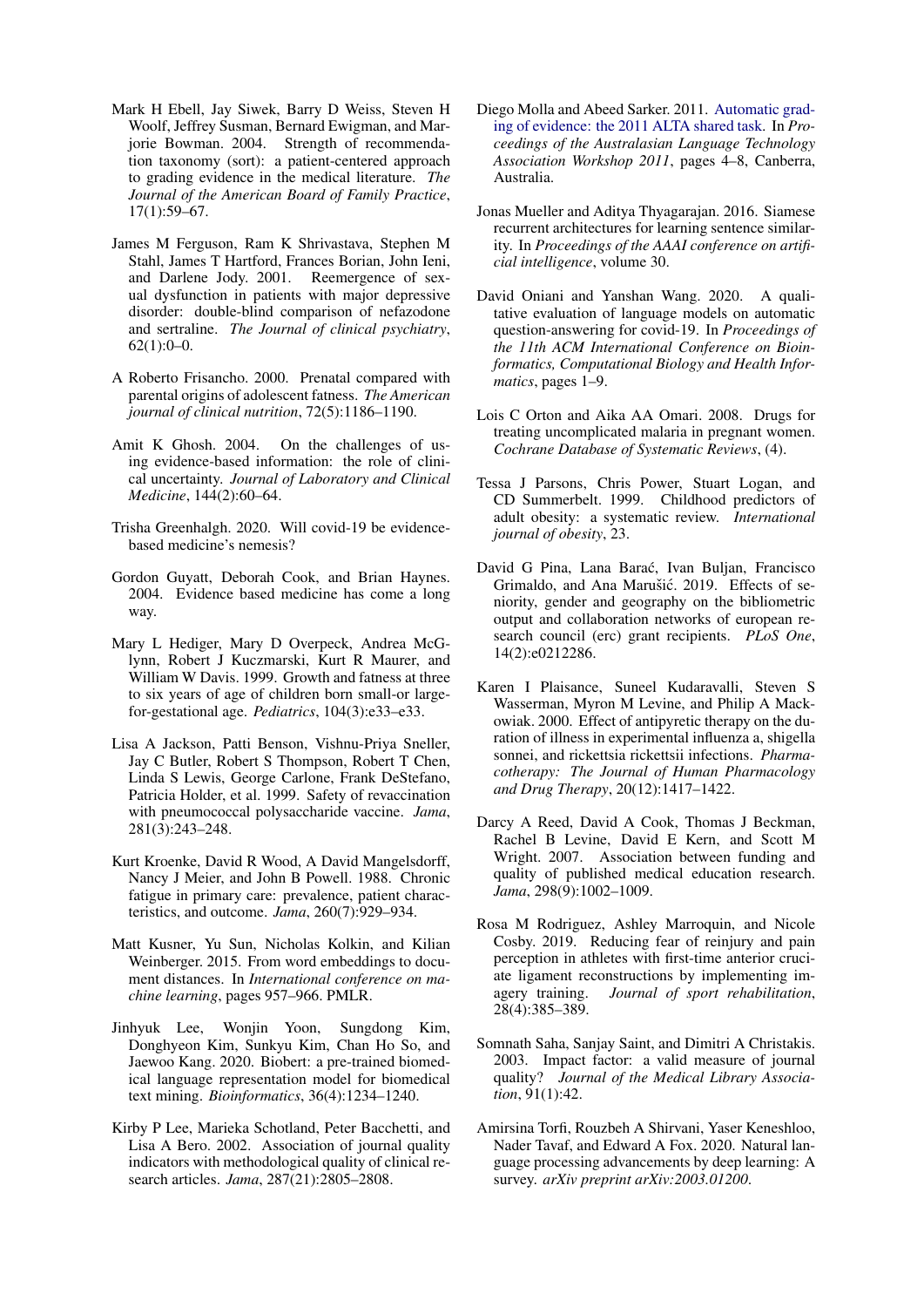Mark H Ebell, Jay Siwek, Barry D Weiss, Steven H Woolf, Jeffrey Susman, Bernard Ewigman, and Marjorie Bowman. 2004. Strength of recommendation taxonomy (sort): a patient-centered approach to grading evidence in the medical literature. *The Journal of the American Board of Family Practice*, 17(1):59–67.

James M Ferguson, Ram K Shrivastava, Stephen M Stahl, James T Hartford, Frances Borian, John Ieni, and Darlene Jody. 2001. Reemergence of sexual dysfunction in patients with major depressive disorder: double-blind comparison of nefazodone and sertraline. *The Journal of clinical psychiatry*, 62(1):0–0.

A Roberto Frisancho. 2000. Prenatal compared with parental origins of adolescent fatness. *The American journal of clinical nutrition*, 72(5):1186–1190.

Amit K Ghosh. 2004. On the challenges of using evidence-based information: the role of clinical uncertainty. *Journal of Laboratory and Clinical Medicine*, 144(2):60–64.

Trisha Greenhalgh. 2020. Will covid-19 be evidence-based medicine's nemesis?

Gordon Guyatt, Deborah Cook, and Brian Haynes. 2004. Evidence based medicine has come a long way.

Mary L Hediger, Mary D Overpeck, Andrea McGlynn, Robert J Kuczmarski, Kurt R Maurer, and William W Davis. 1999. Growth and fatness at three to six years of age of children born small-or large-for-gestational age. *Pediatrics*, 104(3):e33–e33.

Lisa A Jackson, Patti Benson, Vishnu-Priya Sneller, Jay C Butler, Robert S Thompson, Robert T Chen, Linda S Lewis, George Carlone, Frank DeStefano, Patricia Holder, et al. 1999. Safety of revaccination with pneumococcal polysaccharide vaccine. *Jama*, 281(3):243–248.

Kurt Kroenke, David R Wood, A David Mangelsdorff, Nancy J Meier, and John B Powell. 1988. Chronic fatigue in primary care: prevalence, patient characteristics, and outcome. *Jama*, 260(7):929–934.

Matt Kusner, Yu Sun, Nicholas Kolkin, and Kilian Weinberger. 2015. From word embeddings to document distances. In *International conference on machine learning*, pages 957–966. PMLR.

Jinhyuk Lee, Wonjin Yoon, Sungdong Kim, Donghyeon Kim, Sunkyu Kim, Chan Ho So, and Jaewoo Kang. 2020. Biobert: a pre-trained biomedical language representation model for biomedical text mining. *Bioinformatics*, 36(4):1234–1240.

Kirby P Lee, Marieka Schotland, Peter Bacchetti, and Lisa A Bero. 2002. Association of journal quality indicators with methodological quality of clinical research articles. *Jama*, 287(21):2805–2808.

Diego Molla and Abeed Sarker. 2011. Automatic grading of evidence: the 2011 ALTA shared task. In *Proceedings of the Australasian Language Technology Association Workshop 2011*, pages 4–8, Canberra, Australia.

Jonas Mueller and Aditya Thyagarajan. 2016. Siamese recurrent architectures for learning sentence similarity. In *Proceedings of the AAAI conference on artificial intelligence*, volume 30.

David Oniani and Yanshan Wang. 2020. A qualitative evaluation of language models on automatic question-answering for covid-19. In *Proceedings of the 11th ACM International Conference on Bioinformatics, Computational Biology and Health Informatics*, pages 1–9.

Lois C Orton and Aika AA Omari. 2008. Drugs for treating uncomplicated malaria in pregnant women. *Cochrane Database of Systematic Reviews*, (4).

Tessa J Parsons, Chris Power, Stuart Logan, and CD Summerbelt. 1999. Childhood predictors of adult obesity: a systematic review. *International journal of obesity*, 23.

David G Pina, Lana Barać, Ivan Buljan, Francisco Grimaldo, and Ana Marušić. 2019. Effects of seniority, gender and geography on the bibliometric output and collaboration networks of european research council (erc) grant recipients. *PLoS One*, 14(2):e0212286.

Karen I Plaisance, Suneel Kudaravalli, Steven S Wasserman, Myron M Levine, and Philip A Mackowiak. 2000. Effect of antipyretic therapy on the duration of illness in experimental influenza a, shigella sonnei, and rickettsia rickettsii infections. *Pharmacotherapy: The Journal of Human Pharmacology and Drug Therapy*, 20(12):1417–1422.

Darcy A Reed, David A Cook, Thomas J Beckman, Rachel B Levine, David E Kern, and Scott M Wright. 2007. Association between funding and quality of published medical education research. *Jama*, 298(9):1002–1009.

Rosa M Rodriguez, Ashley Marroquin, and Nicole Cosby. 2019. Reducing fear of reinjury and pain perception in athletes with first-time anterior cruciate ligament reconstructions by implementing imagery training. *Journal of sport rehabilitation*, 28(4):385–389.

Somnath Saha, Sanjay Saint, and Dimitri A Christakis. 2003. Impact factor: a valid measure of journal quality? *Journal of the Medical Library Association*, 91(1):42.

Amirsina Torfi, Rouzbeh A Shirvani, Yaser Keneshloo, Nader Tavaf, and Edward A Fox. 2020. Natural language processing advancements by deep learning: A survey. *arXiv preprint arXiv:2003.01200*.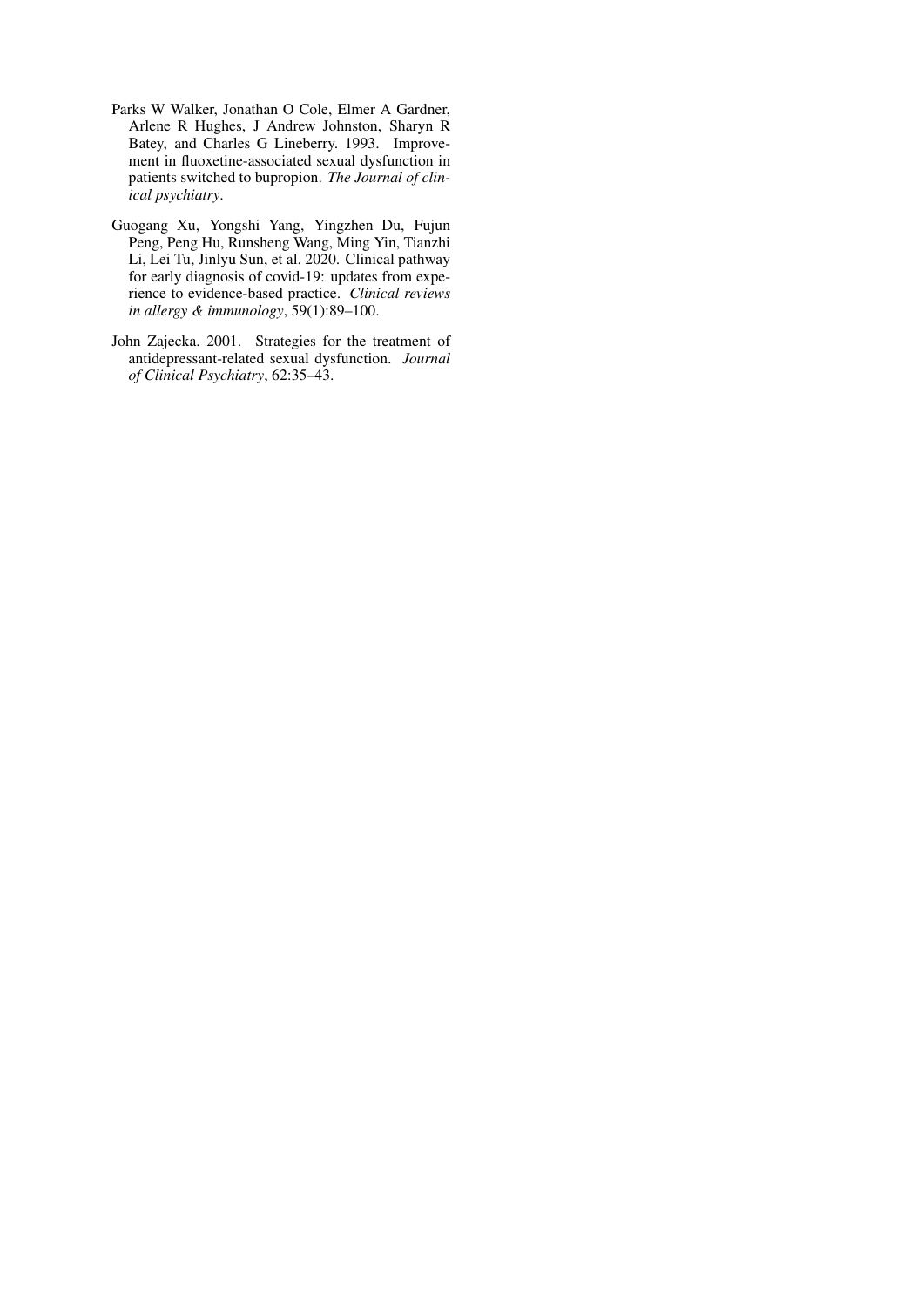Parks W Walker, Jonathan O Cole, Elmer A Gardner, Arlene R Hughes, J Andrew Johnston, Sharyn R Batey, and Charles G Lineberry. 1993. Improvement in fluoxetine-associated sexual dysfunction in patients switched to bupropion. *The Journal of clinical psychiatry*.

Guogang Xu, Yongshi Yang, Yingzhen Du, Fujun Peng, Peng Hu, Runsheng Wang, Ming Yin, Tianzhi Li, Lei Tu, Jinlyu Sun, et al. 2020. Clinical pathway for early diagnosis of covid-19: updates from experience to evidence-based practice. *Clinical reviews in allergy & immunology*, 59(1):89–100.

John Zajecka. 2001. Strategies for the treatment of antidepressant-related sexual dysfunction. *Journal of Clinical Psychiatry*, 62:35–43.